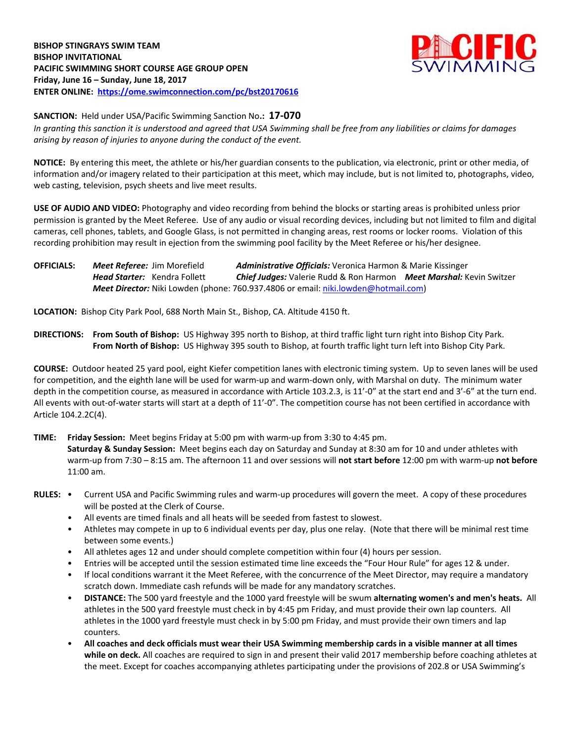**BISHOP STINGRAYS SWIM TEAM**
**BISHOP INVITATIONAL**
**PACIFIC SWIMMING SHORT COURSE AGE GROUP OPEN**
**Friday, June 16 – Sunday, June 18, 2017**
**ENTER ONLINE: https://ome.swimconnection.com/pc/bst20170616**

**SANCTION:** Held under USA/Pacific Swimming Sanction No.**: 17-070**
*In granting this sanction it is understood and agreed that USA Swimming shall be free from any liabilities or claims for damages arising by reason of injuries to anyone during the conduct of the event.*

**NOTICE:** By entering this meet, the athlete or his/her guardian consents to the publication, via electronic, print or other media, of information and/or imagery related to their participation at this meet, which may include, but is not limited to, photographs, video, web casting, television, psych sheets and live meet results.

**USE OF AUDIO AND VIDEO:** Photography and video recording from behind the blocks or starting areas is prohibited unless prior permission is granted by the Meet Referee. Use of any audio or visual recording devices, including but not limited to film and digital cameras, cell phones, tablets, and Google Glass, is not permitted in changing areas, rest rooms or locker rooms. Violation of this recording prohibition may result in ejection from the swimming pool facility by the Meet Referee or his/her designee.

**OFFICIALS:** ***Meet Referee:*** Jim Morefield ***Administrative Officials:*** Veronica Harmon & Marie Kissinger
***Head Starter:*** Kendra Follett ***Chief Judges:*** Valerie Rudd & Ron Harmon ***Meet Marshal:*** Kevin Switzer
***Meet Director:*** Niki Lowden (phone: 760.937.4806 or email: niki.lowden@hotmail.com)

**LOCATION:** Bishop City Park Pool, 688 North Main St., Bishop, CA. Altitude 4150 ft.

**DIRECTIONS:** **From South of Bishop:** US Highway 395 north to Bishop, at third traffic light turn right into Bishop City Park.
**From North of Bishop:** US Highway 395 south to Bishop, at fourth traffic light turn left into Bishop City Park.

**COURSE:** Outdoor heated 25 yard pool, eight Kiefer competition lanes with electronic timing system. Up to seven lanes will be used for competition, and the eighth lane will be used for warm-up and warm-down only, with Marshal on duty. The minimum water depth in the competition course, as measured in accordance with Article 103.2.3, is 11'-0" at the start end and 3'-6" at the turn end. All events with out-of-water starts will start at a depth of 11'-0". The competition course has not been certified in accordance with Article 104.2.2C(4).

**TIME:** **Friday Session:** Meet begins Friday at 5:00 pm with warm-up from 3:30 to 4:45 pm.
**Saturday & Sunday Session:** Meet begins each day on Saturday and Sunday at 8:30 am for 10 and under athletes with warm-up from 7:30 – 8:15 am. The afternoon 11 and over sessions will **not start before** 12:00 pm with warm-up **not before** 11:00 am.

**RULES:**

- Current USA and Pacific Swimming rules and warm-up procedures will govern the meet. A copy of these procedures will be posted at the Clerk of Course.
- All events are timed finals and all heats will be seeded from fastest to slowest.
- Athletes may compete in up to 6 individual events per day, plus one relay. (Note that there will be minimal rest time between some events.)
- All athletes ages 12 and under should complete competition within four (4) hours per session.
- Entries will be accepted until the session estimated time line exceeds the "Four Hour Rule" for ages 12 & under.
- If local conditions warrant it the Meet Referee, with the concurrence of the Meet Director, may require a mandatory scratch down. Immediate cash refunds will be made for any mandatory scratches.
- **DISTANCE:** The 500 yard freestyle and the 1000 yard freestyle will be swum **alternating women's and men's heats.** All athletes in the 500 yard freestyle must check in by 4:45 pm Friday, and must provide their own lap counters. All athletes in the 1000 yard freestyle must check in by 5:00 pm Friday, and must provide their own timers and lap counters.
- **All coaches and deck officials must wear their USA Swimming membership cards in a visible manner at all times while on deck.** All coaches are required to sign in and present their valid 2017 membership before coaching athletes at the meet. Except for coaches accompanying athletes participating under the provisions of 202.8 or USA Swimming's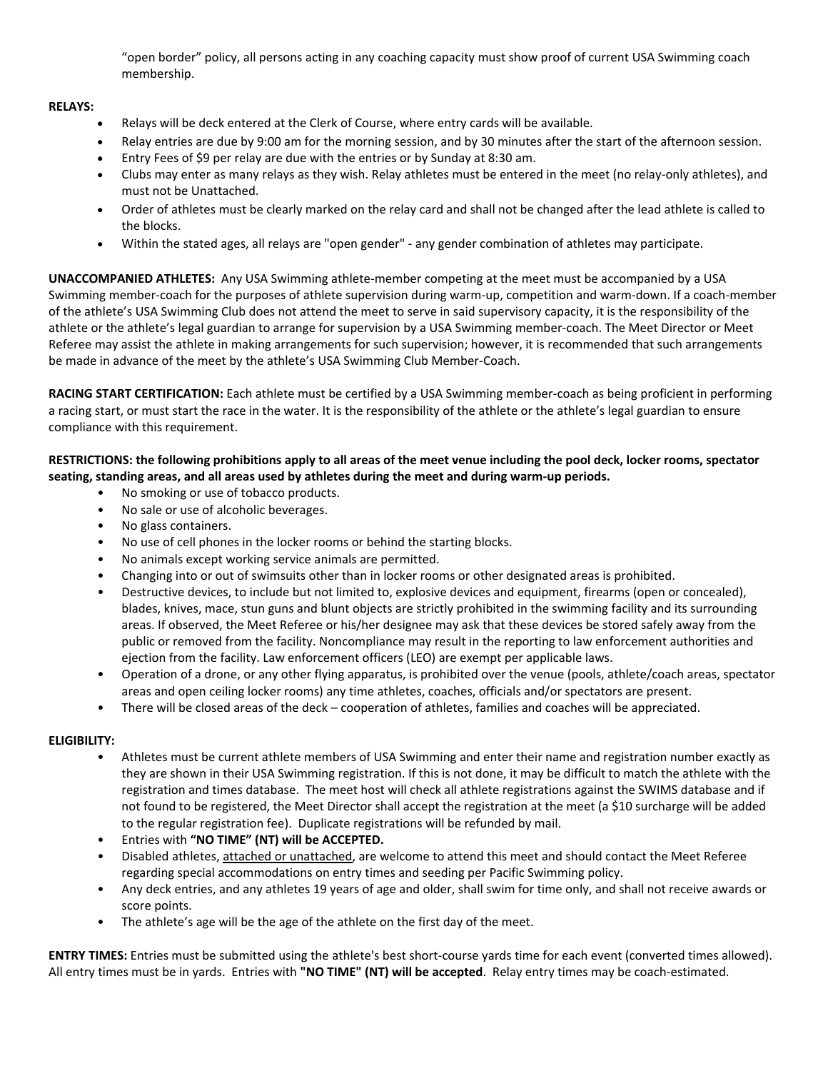"open border" policy, all persons acting in any coaching capacity must show proof of current USA Swimming coach membership.

**RELAYS:**

- Relays will be deck entered at the Clerk of Course, where entry cards will be available.
- Relay entries are due by 9:00 am for the morning session, and by 30 minutes after the start of the afternoon session.
- Entry Fees of $9 per relay are due with the entries or by Sunday at 8:30 am.
- Clubs may enter as many relays as they wish. Relay athletes must be entered in the meet (no relay-only athletes), and must not be Unattached.
- Order of athletes must be clearly marked on the relay card and shall not be changed after the lead athlete is called to the blocks.
- Within the stated ages, all relays are "open gender" - any gender combination of athletes may participate.

**UNACCOMPANIED ATHLETES:** Any USA Swimming athlete-member competing at the meet must be accompanied by a USA Swimming member-coach for the purposes of athlete supervision during warm-up, competition and warm-down. If a coach-member of the athlete's USA Swimming Club does not attend the meet to serve in said supervisory capacity, it is the responsibility of the athlete or the athlete's legal guardian to arrange for supervision by a USA Swimming member-coach. The Meet Director or Meet Referee may assist the athlete in making arrangements for such supervision; however, it is recommended that such arrangements be made in advance of the meet by the athlete's USA Swimming Club Member-Coach.

**RACING START CERTIFICATION:** Each athlete must be certified by a USA Swimming member-coach as being proficient in performing a racing start, or must start the race in the water. It is the responsibility of the athlete or the athlete's legal guardian to ensure compliance with this requirement.

**RESTRICTIONS: the following prohibitions apply to all areas of the meet venue including the pool deck, locker rooms, spectator seating, standing areas, and all areas used by athletes during the meet and during warm-up periods.**

- No smoking or use of tobacco products.
- No sale or use of alcoholic beverages.
- No glass containers.
- No use of cell phones in the locker rooms or behind the starting blocks.
- No animals except working service animals are permitted.
- Changing into or out of swimsuits other than in locker rooms or other designated areas is prohibited.
- Destructive devices, to include but not limited to, explosive devices and equipment, firearms (open or concealed), blades, knives, mace, stun guns and blunt objects are strictly prohibited in the swimming facility and its surrounding areas. If observed, the Meet Referee or his/her designee may ask that these devices be stored safely away from the public or removed from the facility. Noncompliance may result in the reporting to law enforcement authorities and ejection from the facility. Law enforcement officers (LEO) are exempt per applicable laws.
- Operation of a drone, or any other flying apparatus, is prohibited over the venue (pools, athlete/coach areas, spectator areas and open ceiling locker rooms) any time athletes, coaches, officials and/or spectators are present.
- There will be closed areas of the deck – cooperation of athletes, families and coaches will be appreciated.

**ELIGIBILITY:**

- Athletes must be current athlete members of USA Swimming and enter their name and registration number exactly as they are shown in their USA Swimming registration. If this is not done, it may be difficult to match the athlete with the registration and times database. The meet host will check all athlete registrations against the SWIMS database and if not found to be registered, the Meet Director shall accept the registration at the meet (a $10 surcharge will be added to the regular registration fee). Duplicate registrations will be refunded by mail.
- Entries with **"NO TIME" (NT) will be ACCEPTED.**
- Disabled athletes, attached or unattached, are welcome to attend this meet and should contact the Meet Referee regarding special accommodations on entry times and seeding per Pacific Swimming policy.
- Any deck entries, and any athletes 19 years of age and older, shall swim for time only, and shall not receive awards or score points.
- The athlete's age will be the age of the athlete on the first day of the meet.

**ENTRY TIMES:** Entries must be submitted using the athlete's best short-course yards time for each event (converted times allowed). All entry times must be in yards. Entries with **"NO TIME" (NT) will be accepted**. Relay entry times may be coach-estimated.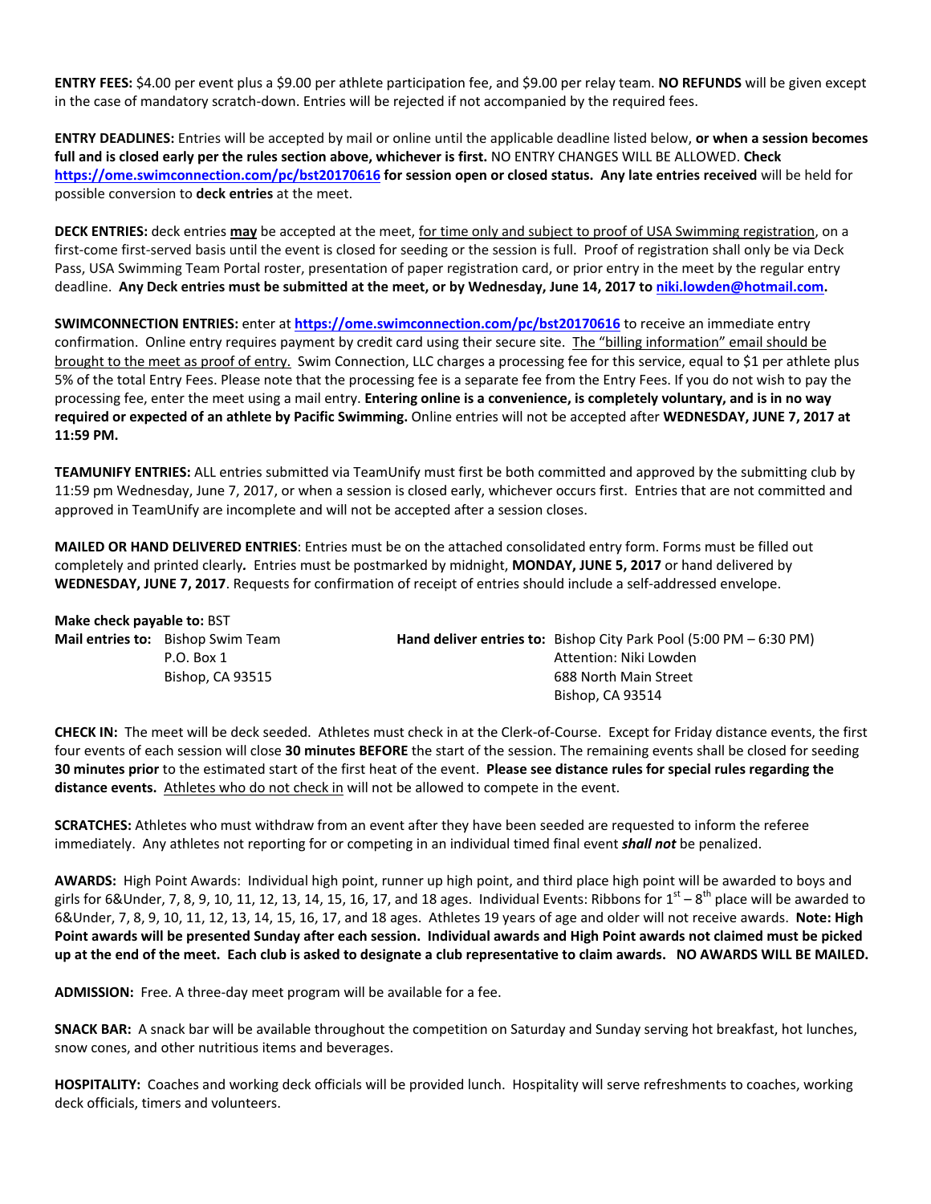**ENTRY FEES:** $4.00 per event plus a $9.00 per athlete participation fee, and $9.00 per relay team. **NO REFUNDS** will be given except in the case of mandatory scratch-down. Entries will be rejected if not accompanied by the required fees.

**ENTRY DEADLINES:** Entries will be accepted by mail or online until the applicable deadline listed below, **or when a session becomes full and is closed early per the rules section above, whichever is first.** NO ENTRY CHANGES WILL BE ALLOWED. **Check [https://ome.swimconnection.com/pc/bst20170616](https://ome.swimconnection.com/pc/bst20170616) for session open or closed status. Any late entries received** will be held for possible conversion to **deck entries** at the meet.

**DECK ENTRIES:** deck entries **may** be accepted at the meet, for time only and subject to proof of USA Swimming registration, on a first-come first-served basis until the event is closed for seeding or the session is full. Proof of registration shall only be via Deck Pass, USA Swimming Team Portal roster, presentation of paper registration card, or prior entry in the meet by the regular entry deadline. **Any Deck entries must be submitted at the meet, or by Wednesday, June 14, 2017 to [niki.lowden@hotmail.com](mailto:niki.lowden@hotmail.com).**

**SWIMCONNECTION ENTRIES:** enter at **[https://ome.swimconnection.com/pc/bst20170616](https://ome.swimconnection.com/pc/bst20170616)** to receive an immediate entry confirmation. Online entry requires payment by credit card using their secure site. The "billing information" email should be brought to the meet as proof of entry. Swim Connection, LLC charges a processing fee for this service, equal to $1 per athlete plus 5% of the total Entry Fees. Please note that the processing fee is a separate fee from the Entry Fees. If you do not wish to pay the processing fee, enter the meet using a mail entry. **Entering online is a convenience, is completely voluntary, and is in no way required or expected of an athlete by Pacific Swimming.** Online entries will not be accepted after **WEDNESDAY, JUNE 7, 2017 at 11:59 PM.**

**TEAMUNIFY ENTRIES:** ALL entries submitted via TeamUnify must first be both committed and approved by the submitting club by 11:59 pm Wednesday, June 7, 2017, or when a session is closed early, whichever occurs first. Entries that are not committed and approved in TeamUnify are incomplete and will not be accepted after a session closes.

**MAILED OR HAND DELIVERED ENTRIES**: Entries must be on the attached consolidated entry form. Forms must be filled out completely and printed clearly**.** Entries must be postmarked by midnight, **MONDAY, JUNE 5, 2017** or hand delivered by **WEDNESDAY, JUNE 7, 2017**. Requests for confirmation of receipt of entries should include a self-addressed envelope.

**Make check payable to:** BST

**Mail entries to:** Bishop Swim Team
P.O. Box 1
Bishop, CA 93515

**Hand deliver entries to:** Bishop City Park Pool (5:00 PM – 6:30 PM)
Attention: Niki Lowden
688 North Main Street
Bishop, CA 93514

**CHECK IN:** The meet will be deck seeded. Athletes must check in at the Clerk-of-Course. Except for Friday distance events, the first four events of each session will close **30 minutes BEFORE** the start of the session. The remaining events shall be closed for seeding **30 minutes prior** to the estimated start of the first heat of the event. **Please see distance rules for special rules regarding the distance events.** Athletes who do not check in will not be allowed to compete in the event.

**SCRATCHES:** Athletes who must withdraw from an event after they have been seeded are requested to inform the referee immediately. Any athletes not reporting for or competing in an individual timed final event ***shall not*** be penalized.

**AWARDS:** High Point Awards: Individual high point, runner up high point, and third place high point will be awarded to boys and girls for 6&Under, 7, 8, 9, 10, 11, 12, 13, 14, 15, 16, 17, and 18 ages. Individual Events: Ribbons for 1st – 8th place will be awarded to 6&Under, 7, 8, 9, 10, 11, 12, 13, 14, 15, 16, 17, and 18 ages. Athletes 19 years of age and older will not receive awards. **Note: High Point awards will be presented Sunday after each session. Individual awards and High Point awards not claimed must be picked up at the end of the meet. Each club is asked to designate a club representative to claim awards. NO AWARDS WILL BE MAILED.**

**ADMISSION:** Free. A three-day meet program will be available for a fee.

**SNACK BAR:** A snack bar will be available throughout the competition on Saturday and Sunday serving hot breakfast, hot lunches, snow cones, and other nutritious items and beverages.

**HOSPITALITY:** Coaches and working deck officials will be provided lunch. Hospitality will serve refreshments to coaches, working deck officials, timers and volunteers.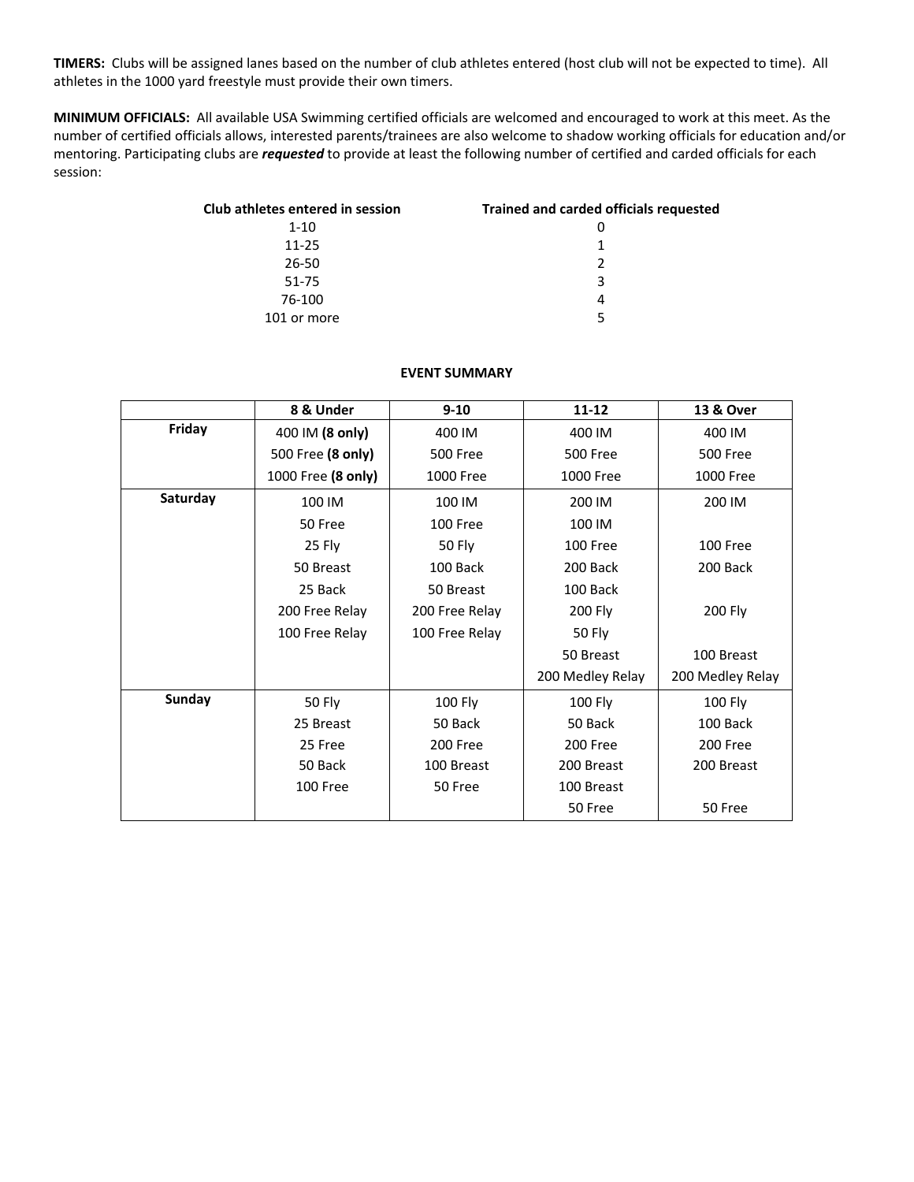**TIMERS:** Clubs will be assigned lanes based on the number of club athletes entered (host club will not be expected to time). All athletes in the 1000 yard freestyle must provide their own timers.

**MINIMUM OFFICIALS:** All available USA Swimming certified officials are welcomed and encouraged to work at this meet. As the number of certified officials allows, interested parents/trainees are also welcome to shadow working officials for education and/or mentoring. Participating clubs are ***requested*** to provide at least the following number of certified and carded officials for each session:

| Club athletes entered in session | Trained and carded officials requested |
|---|---|
| 1-10 | 0 |
| 11-25 | 1 |
| 26-50 | 2 |
| 51-75 | 3 |
| 76-100 | 4 |
| 101 or more | 5 |

**EVENT SUMMARY**

| | 8 & Under | 9-10 | 11-12 | 13 & Over |
|---|---|---|---|---|
| **Friday** | 400 IM **(8 only)** | 400 IM | 400 IM | 400 IM |
| | 500 Free **(8 only)** | 500 Free | 500 Free | 500 Free |
| | 1000 Free **(8 only)** | 1000 Free | 1000 Free | 1000 Free |
| **Saturday** | 100 IM | 100 IM | 200 IM | 200 IM |
| | 50 Free | 100 Free | 100 IM | |
| | 25 Fly | 50 Fly | 100 Free | 100 Free |
| | 50 Breast | 100 Back | 200 Back | 200 Back |
| | 25 Back | 50 Breast | 100 Back | |
| | 200 Free Relay | 200 Free Relay | 200 Fly | 200 Fly |
| | 100 Free Relay | 100 Free Relay | 50 Fly | |
| | | | 50 Breast | 100 Breast |
| | | | 200 Medley Relay | 200 Medley Relay |
| **Sunday** | 50 Fly | 100 Fly | 100 Fly | 100 Fly |
| | 25 Breast | 50 Back | 50 Back | 100 Back |
| | 25 Free | 200 Free | 200 Free | 200 Free |
| | 50 Back | 100 Breast | 200 Breast | 200 Breast |
| | 100 Free | 50 Free | 100 Breast | |
| | | | 50 Free | 50 Free |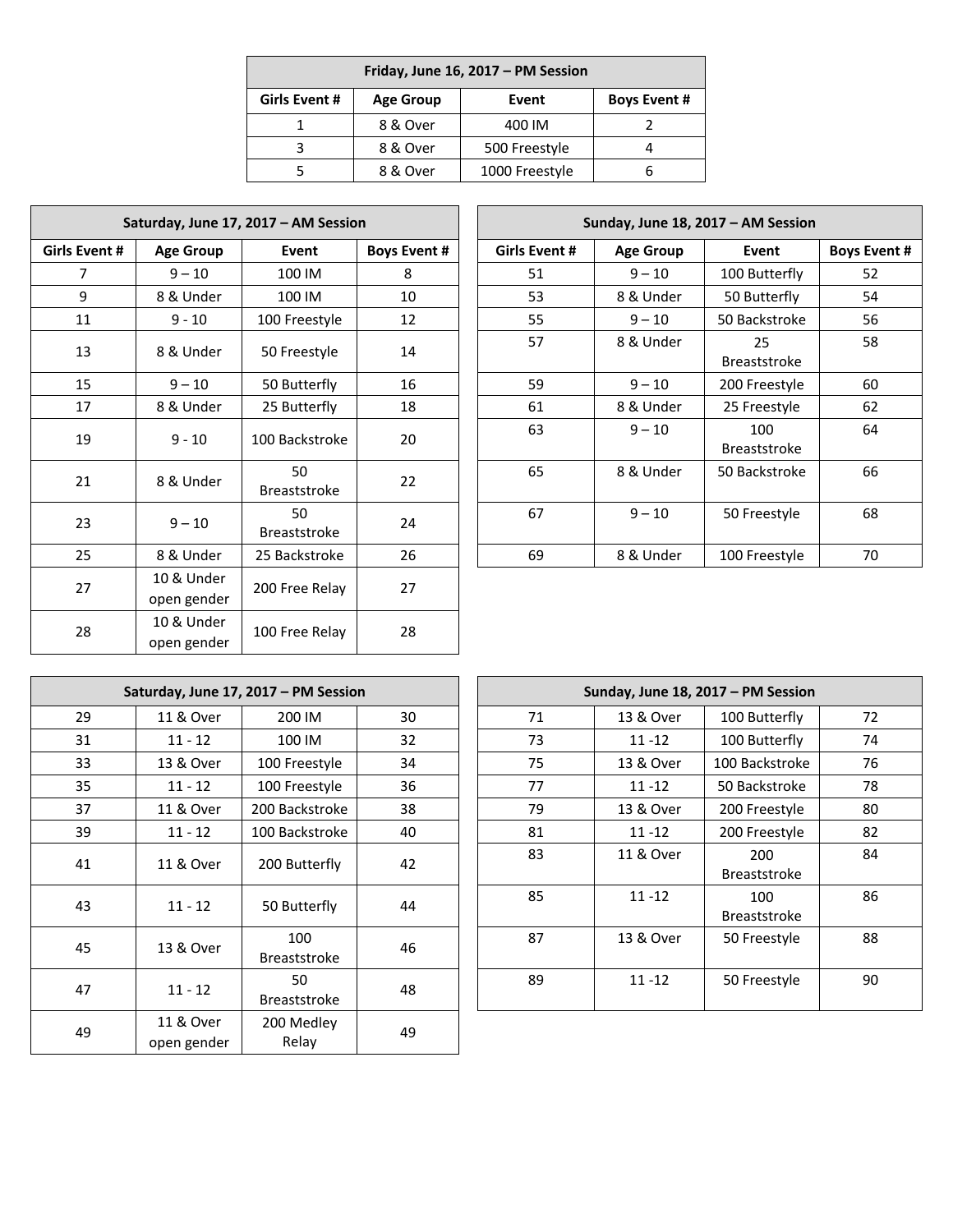| Friday, June 16, 2017 – PM Session | | | |
|---|---|---|---|
| Girls Event # | Age Group | Event | Boys Event # |
| 1 | 8 & Over | 400 IM | 2 |
| 3 | 8 & Over | 500 Freestyle | 4 |
| 5 | 8 & Over | 1000 Freestyle | 6 |

| Saturday, June 17, 2017 – AM Session | | | |
|---|---|---|---|
| Girls Event # | Age Group | Event | Boys Event # |
| 7 | 9 – 10 | 100 IM | 8 |
| 9 | 8 & Under | 100 IM | 10 |
| 11 | 9 - 10 | 100 Freestyle | 12 |
| 13 | 8 & Under | 50 Freestyle | 14 |
| 15 | 9 – 10 | 50 Butterfly | 16 |
| 17 | 8 & Under | 25 Butterfly | 18 |
| 19 | 9 - 10 | 100 Backstroke | 20 |
| 21 | 8 & Under | 50 Breaststroke | 22 |
| 23 | 9 – 10 | 50 Breaststroke | 24 |
| 25 | 8 & Under | 25 Backstroke | 26 |
| 27 | 10 & Under open gender | 200 Free Relay | 27 |
| 28 | 10 & Under open gender | 100 Free Relay | 28 |

| Sunday, June 18, 2017 – AM Session | | | |
|---|---|---|---|
| Girls Event # | Age Group | Event | Boys Event # |
| 51 | 9 – 10 | 100 Butterfly | 52 |
| 53 | 8 & Under | 50 Butterfly | 54 |
| 55 | 9 – 10 | 50 Backstroke | 56 |
| 57 | 8 & Under | 25 Breaststroke | 58 |
| 59 | 9 – 10 | 200 Freestyle | 60 |
| 61 | 8 & Under | 25 Freestyle | 62 |
| 63 | 9 – 10 | 100 Breaststroke | 64 |
| 65 | 8 & Under | 50 Backstroke | 66 |
| 67 | 9 – 10 | 50 Freestyle | 68 |
| 69 | 8 & Under | 100 Freestyle | 70 |

| Saturday, June 17, 2017 – PM Session | | | |
|---|---|---|---|
| 29 | 11 & Over | 200 IM | 30 |
| 31 | 11 - 12 | 100 IM | 32 |
| 33 | 13 & Over | 100 Freestyle | 34 |
| 35 | 11 - 12 | 100 Freestyle | 36 |
| 37 | 11 & Over | 200 Backstroke | 38 |
| 39 | 11 - 12 | 100 Backstroke | 40 |
| 41 | 11 & Over | 200 Butterfly | 42 |
| 43 | 11 - 12 | 50 Butterfly | 44 |
| 45 | 13 & Over | 100 Breaststroke | 46 |
| 47 | 11 - 12 | 50 Breaststroke | 48 |
| 49 | 11 & Over open gender | 200 Medley Relay | 49 |

| Sunday, June 18, 2017 – PM Session | | | |
|---|---|---|---|
| 71 | 13 & Over | 100 Butterfly | 72 |
| 73 | 11 -12 | 100 Butterfly | 74 |
| 75 | 13 & Over | 100 Backstroke | 76 |
| 77 | 11 -12 | 50 Backstroke | 78 |
| 79 | 13 & Over | 200 Freestyle | 80 |
| 81 | 11 -12 | 200 Freestyle | 82 |
| 83 | 11 & Over | 200 Breaststroke | 84 |
| 85 | 11 -12 | 100 Breaststroke | 86 |
| 87 | 13 & Over | 50 Freestyle | 88 |
| 89 | 11 -12 | 50 Freestyle | 90 |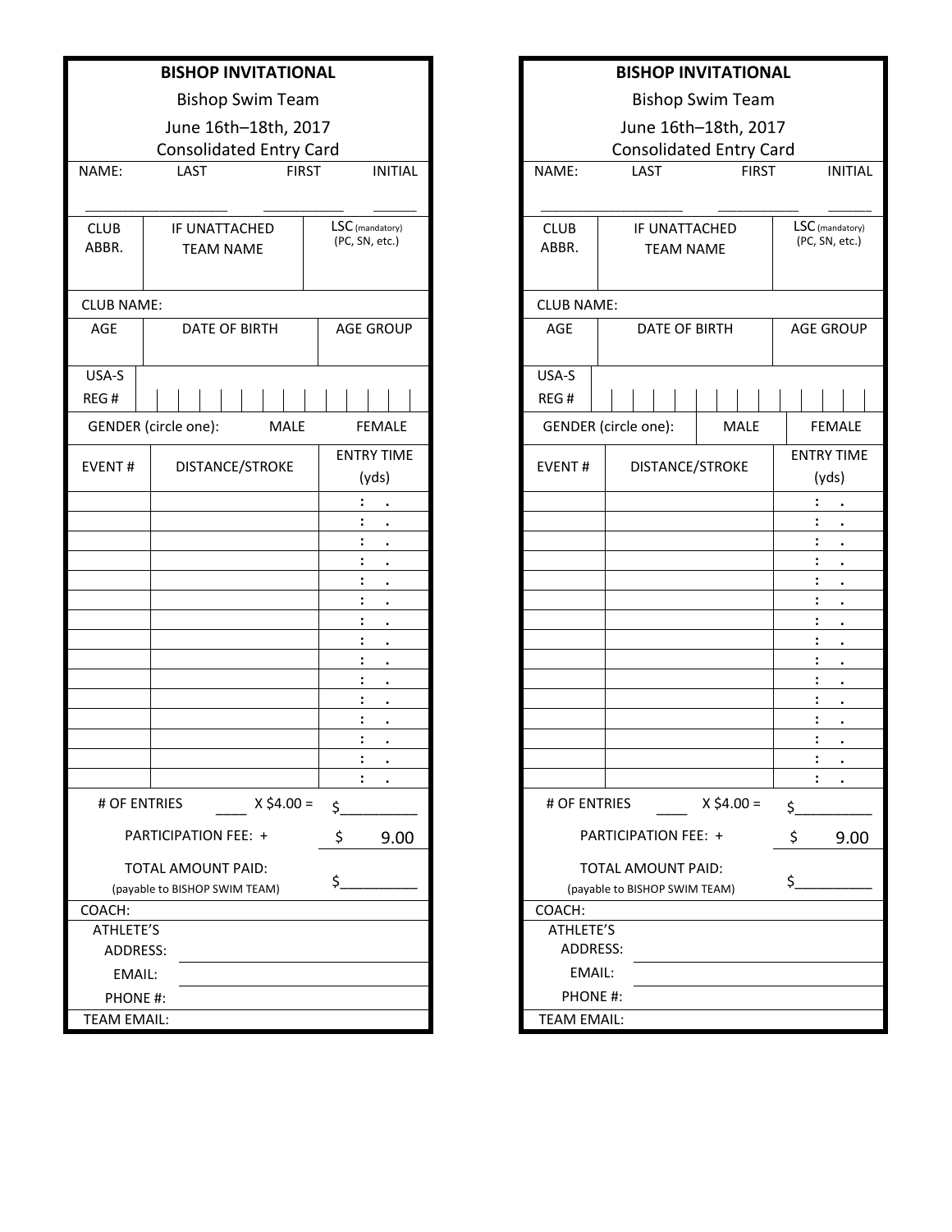**BISHOP INVITATIONAL**

Bishop Swim Team

June 16th–18th, 2017

Consolidated Entry Card

| NAME: | LAST | FIRST | INITIAL |
|---|---|---|---|
| | ___________________ | ___________ | ______ |

| CLUB ABBR. | IF UNATTACHED TEAM NAME | LSC (mandatory) (PC, SN, etc.) |
|---|---|---|
| | | |

CLUB NAME:

| AGE | DATE OF BIRTH | AGE GROUP |
|---|---|---|
| | | |

USA-S REG #

GENDER (circle one): MALE FEMALE

| EVENT # | DISTANCE/STROKE | ENTRY TIME (yds) |
|---|---|---|
| | | : . |
| | | : . |
| | | : . |
| | | : . |
| | | : . |
| | | : . |
| | | : . |
| | | : . |
| | | : . |
| | | : . |
| | | : . |
| | | : . |
| | | : . |
| | | : . |
| | | : . |

# OF ENTRIES ____ X $4.00 = $__________

PARTICIPATION FEE: + $ 9.00

TOTAL AMOUNT PAID: (payable to BISHOP SWIM TEAM) $__________

COACH:

ATHLETE'S ADDRESS:

EMAIL:

PHONE #:

TEAM EMAIL:

---

**BISHOP INVITATIONAL**

Bishop Swim Team

June 16th–18th, 2017

Consolidated Entry Card

| NAME: | LAST | FIRST | INITIAL |
|---|---|---|---|
| | ___________________ | ___________ | ______ |

| CLUB ABBR. | IF UNATTACHED TEAM NAME | LSC (mandatory) (PC, SN, etc.) |
|---|---|---|
| | | |

CLUB NAME:

| AGE | DATE OF BIRTH | AGE GROUP |
|---|---|---|
| | | |

USA-S REG #

GENDER (circle one): MALE FEMALE

| EVENT # | DISTANCE/STROKE | ENTRY TIME (yds) |
|---|---|---|
| | | : . |
| | | : . |
| | | : . |
| | | : . |
| | | : . |
| | | : . |
| | | : . |
| | | : . |
| | | : . |
| | | : . |
| | | : . |
| | | : . |
| | | : . |
| | | : . |
| | | : . |

# OF ENTRIES ____ X $4.00 = $__________

PARTICIPATION FEE: + $ 9.00

TOTAL AMOUNT PAID: (payable to BISHOP SWIM TEAM) $__________

COACH:

ATHLETE'S ADDRESS:

EMAIL:

PHONE #:

TEAM EMAIL: